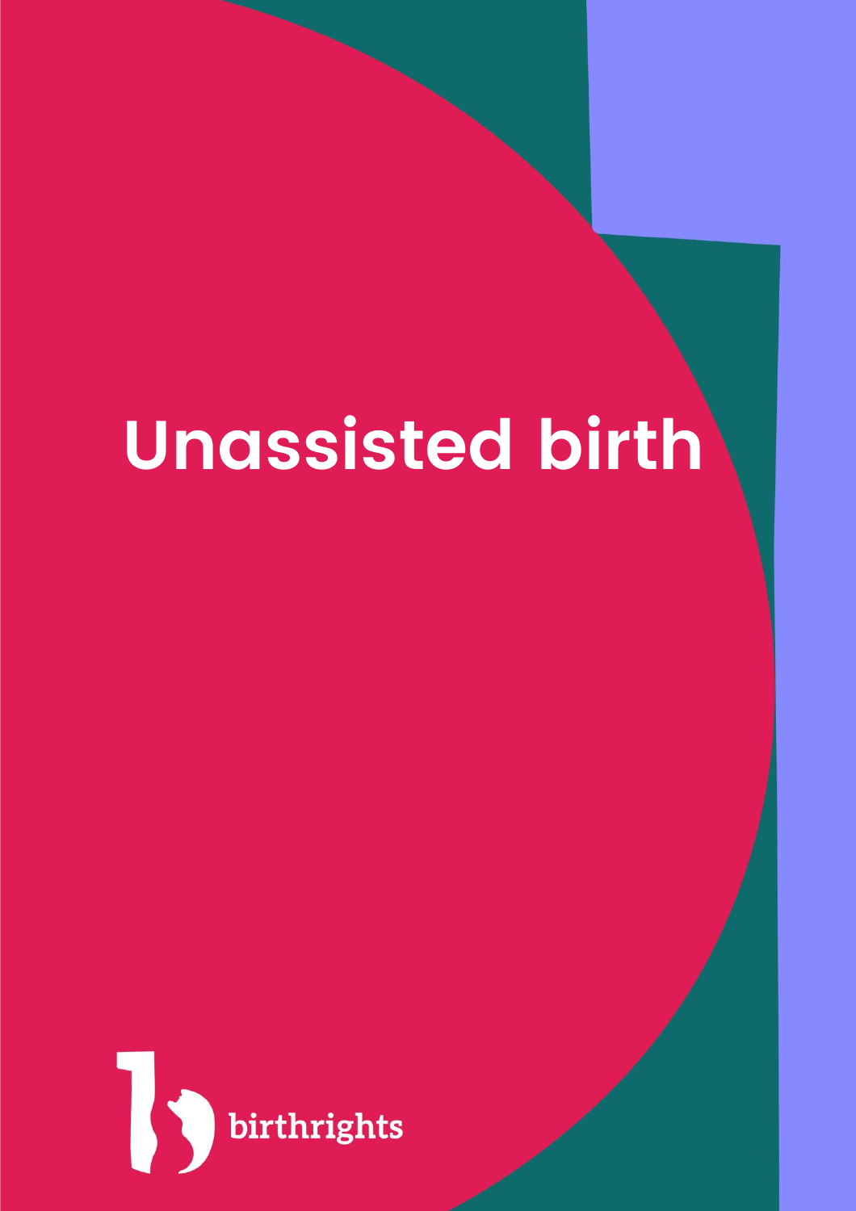# Unassisted birth

birthrights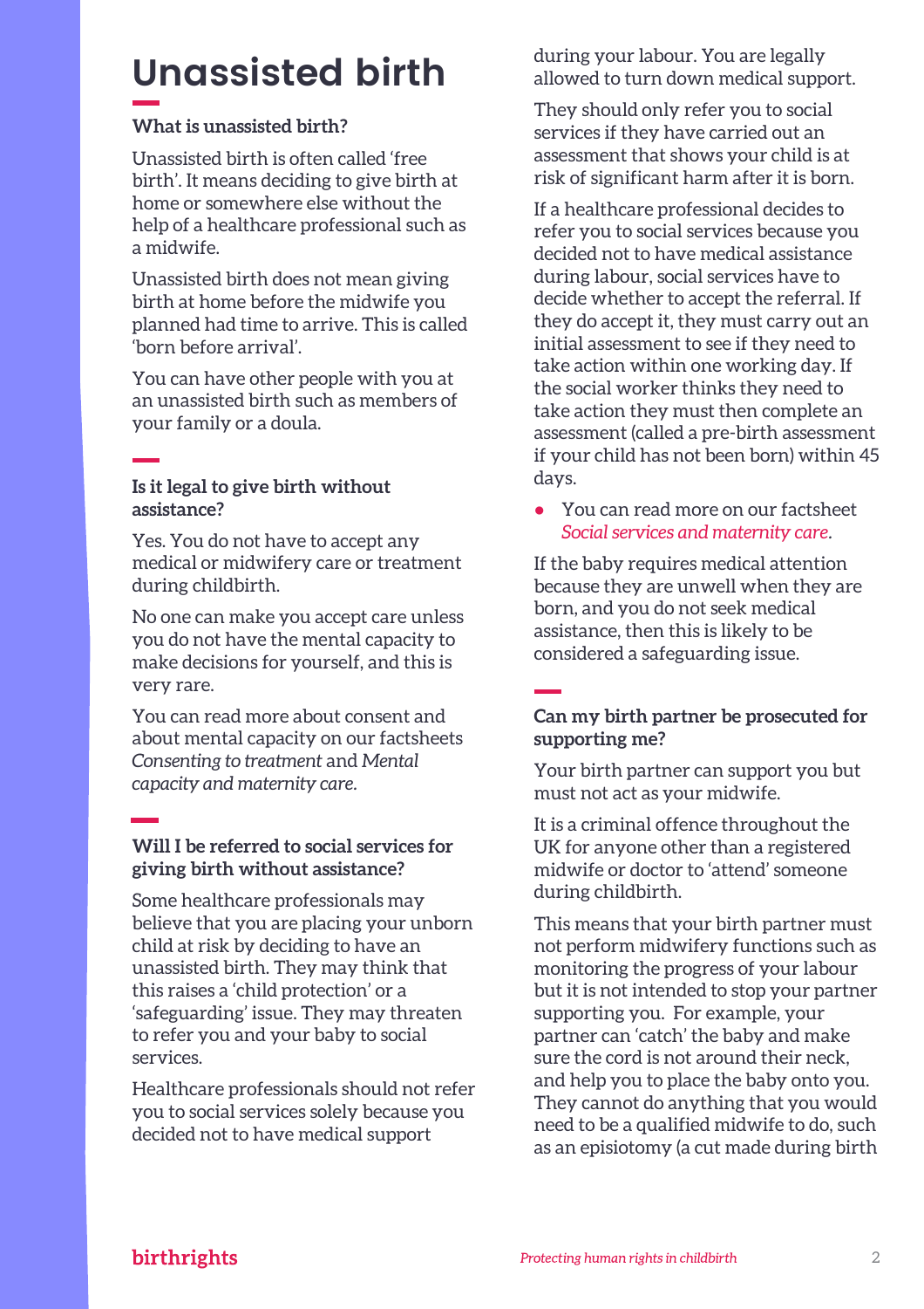# Unassisted birth

### What is unassisted birth?

Unassisted birth is often called 'free birth'. It means deciding to give birth at home or somewhere else without the help of a healthcare professional such as a midwife.

Unassisted birth does not mean giving birth at home before the midwife you planned had time to arrive. This is called 'born before arrival'.

You can have other people with you at an unassisted birth such as members of your family or a doula.

### Is it legal to give birth without assistance?

Yes. You do not have to accept any medical or midwifery care or treatment during childbirth.

No one can make you accept care unless you do not have the mental capacity to make decisions for yourself, and this is very rare.

You can read more about consent and about mental capacity on our factsheets *Consenting to treatment* and *Mental capacity and maternity care.*

### Will I be referred to social services for giving birth without assistance?

Some healthcare professionals may believe that you are placing your unborn child at risk by deciding to have an unassisted birth. They may think that this raises a 'child protection' or a 'safeguarding' issue. They may threaten to refer you and your baby to social services.

Healthcare professionals should not refer you to social services solely because you decided not to have medical support during your labour. You are legally allowed to turn down medical support.

They should only refer you to social services if they have carried out an assessment that shows your child is at risk of significant harm after it is born.

If a healthcare professional decides to refer you to social services because you decided not to have medical assistance during labour, social services have to decide whether to accept the referral. If they do accept it, they must carry out an initial assessment to see if they need to take action within one working day. If the social worker thinks they need to take action they must then complete an assessment (called a pre-birth assessment if your child has not been born) within 45 days.

- You can read more on our factsheet *Social services and maternity care*.

If the baby requires medical attention because they are unwell when they are born, and you do not seek medical assistance, then this is likely to be considered a safeguarding issue.

### Can my birth partner be prosecuted for supporting me?

Your birth partner can support you but must not act as your midwife.

It is a criminal offence throughout the UK for anyone other than a registered midwife or doctor to 'attend' someone during childbirth.

This means that your birth partner must not perform midwifery functions such as monitoring the progress of your labour but it is not intended to stop your partner supporting you. For example, your partner can 'catch' the baby and make sure the cord is not around their neck, and help you to place the baby onto you. They cannot do anything that you would need to be a qualified midwife to do, such as an episiotomy (a cut made during birth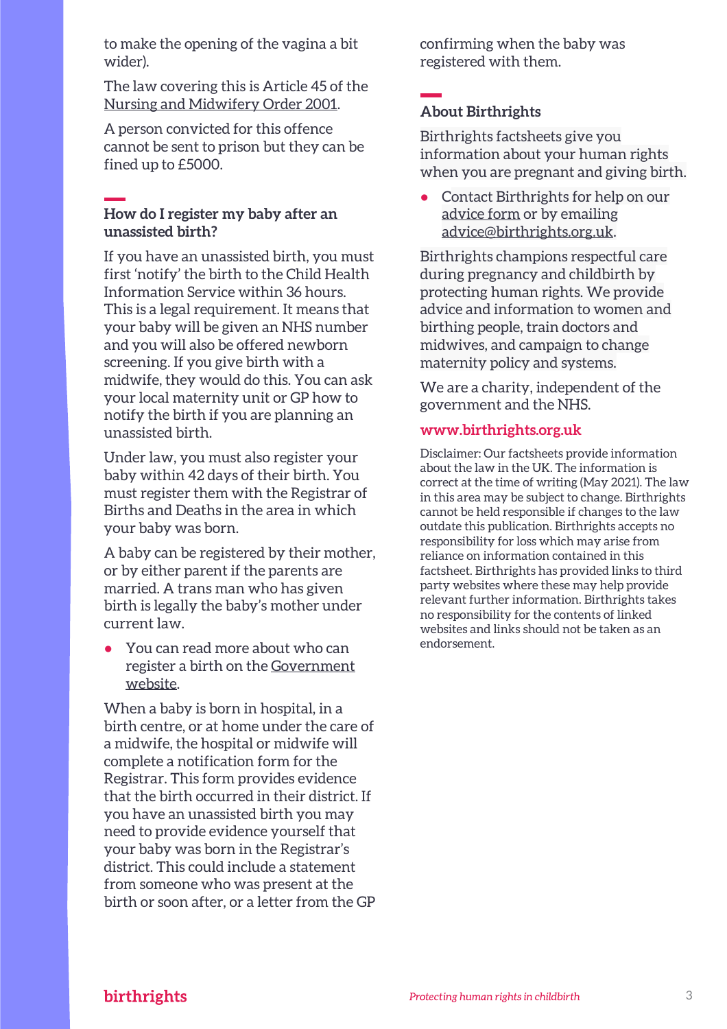to make the opening of the vagina a bit wider).

The law covering this is Article 45 of the Nursing and Midwifery Order 2001.

A person convicted for this offence cannot be sent to prison but they can be fined up to £5000.

## How do I register my baby after an unassisted birth?

If you have an unassisted birth, you must first 'notify' the birth to the Child Health Information Service within 36 hours. This is a legal requirement. It means that your baby will be given an NHS number and you will also be offered newborn screening. If you give birth with a midwife, they would do this. You can ask your local maternity unit or GP how to notify the birth if you are planning an unassisted birth.

Under law, you must also register your baby within 42 days of their birth. You must register them with the Registrar of Births and Deaths in the area in which your baby was born.

A baby can be registered by their mother, or by either parent if the parents are married. A trans man who has given birth is legally the baby's mother under current law.

- You can read more about who can register a birth on the Government website.

When a baby is born in hospital, in a birth centre, or at home under the care of a midwife, the hospital or midwife will complete a notification form for the Registrar. This form provides evidence that the birth occurred in their district. If you have an unassisted birth you may need to provide evidence yourself that your baby was born in the Registrar's district. This could include a statement from someone who was present at the birth or soon after, or a letter from the GP confirming when the baby was registered with them.

## About Birthrights

Birthrights factsheets give you information about your human rights when you are pregnant and giving birth.

- Contact Birthrights for help on our advice form or by emailing advice@birthrights.org.uk.

Birthrights champions respectful care during pregnancy and childbirth by protecting human rights. We provide advice and information to women and birthing people, train doctors and midwives, and campaign to change maternity policy and systems.

We are a charity, independent of the government and the NHS.

**www.birthrights.org.uk**

Disclaimer: Our factsheets provide information about the law in the UK. The information is correct at the time of writing (May 2021). The law in this area may be subject to change. Birthrights cannot be held responsible if changes to the law outdate this publication. Birthrights accepts no responsibility for loss which may arise from reliance on information contained in this factsheet. Birthrights has provided links to third party websites where these may help provide relevant further information. Birthrights takes no responsibility for the contents of linked websites and links should not be taken as an endorsement.